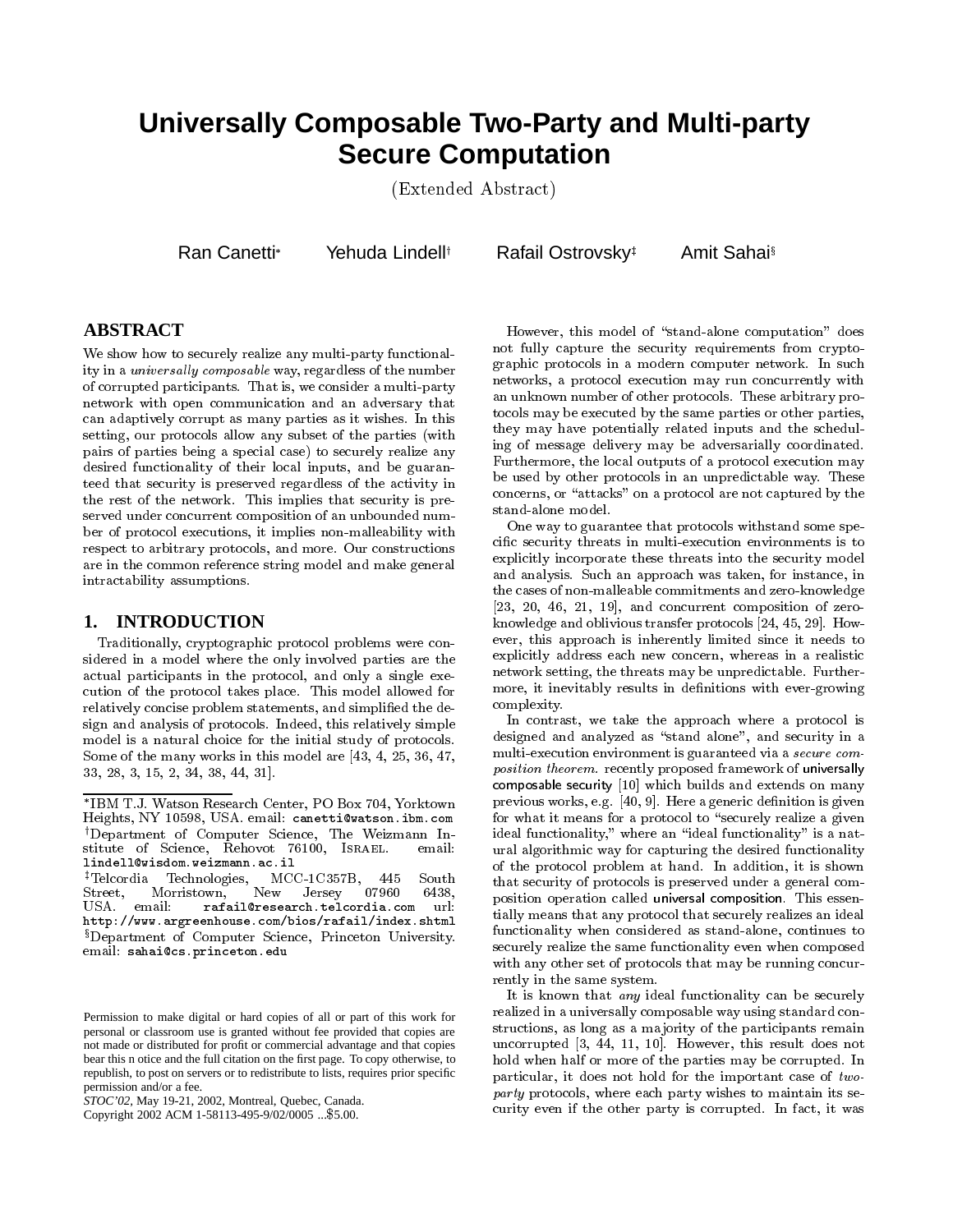# Universally Composable Two-Party and Multi-party Secure Computation

(Extended Abstract)

Ran Canetti[*] Yehuda Lindell[†] Rafail Ostrovsky[‡] Amit Sahai[§]

## ABSTRACT

We show how to securely realize any multi-party functionality in a *universally composable* way, regardless of the number of corrupted participants. That is, we consider a multi-party network with open communication and an adversary that can adaptively corrupt as many parties as it wishes. In this setting, our protocols allow any subset of the parties (with pairs of parties being a special case) to securely realize any desired functionality of their local inputs, and be guaranteed that security is preserved regardless of the activity in the rest of the network. This implies that security is preserved under concurrent composition of an unbounded number of protocol executions, it implies non-malleability with respect to arbitrary protocols, and more. Our constructions are in the common reference string model and make general intractability assumptions.

## 1. INTRODUCTION

Traditionally, cryptographic protocol problems were considered in a model where the only involved parties are the actual participants in the protocol, and only a single execution of the protocol takes place. This model allowed for relatively concise problem statements, and simplified the design and analysis of protocols. Indeed, this relatively simple model is a natural choice for the initial study of protocols. Some of the many works in this model are [43, 4, 25, 36, 47, 33, 28, 3, 15, 2, 34, 38, 44, 31].

[*]IBM T.J. Watson Research Center, PO Box 704, Yorktown Heights, NY 10598, USA. email: canetti@watson.ibm.com
[†]Department of Computer Science, The Weizmann Institute of Science, Rehovot 76100, ISRAEL. email: lindell@wisdom.weizmann.ac.il
[‡]Telcordia Technologies, MCC-1C357B, 445 South Street, Morristown, New Jersey 07960 6438, USA. email: rafail@research.telcordia.com url: http://www.argreenhouse.com/bios/rafail/index.shtml
[§]Department of Computer Science, Princeton University. email: sahai@cs.princeton.edu

Permission to make digital or hard copies of all or part of this work for personal or classroom use is granted without fee provided that copies are not made or distributed for profit or commercial advantage and that copies bear this n otice and the full citation on the first page. To copy otherwise, to republish, to post on servers or to redistribute to lists, requires prior specific permission and/or a fee.
*STOC'02*, May 19-21, 2002, Montreal, Quebec, Canada.
Copyright 2002 ACM 1-58113-495-9/02/0005 ...$5.00.

However, this model of "stand-alone computation" does not fully capture the security requirements from cryptographic protocols in a modern computer network. In such networks, a protocol execution may run concurrently with an unknown number of other protocols. These arbitrary protocols may be executed by the same parties or other parties, they may have potentially related inputs and the scheduling of message delivery may be adversarially coordinated. Furthermore, the local outputs of a protocol execution may be used by other protocols in an unpredictable way. These concerns, or "attacks" on a protocol are not captured by the stand-alone model.

One way to guarantee that protocols withstand some specific security threats in multi-execution environments is to explicitly incorporate these threats into the security model and analysis. Such an approach was taken, for instance, in the cases of non-malleable commitments and zero-knowledge [23, 20, 46, 21, 19], and concurrent composition of zero-knowledge and oblivious transfer protocols [24, 45, 29]. However, this approach is inherently limited since it needs to explicitly address each new concern, whereas in a realistic network setting, the threats may be unpredictable. Furthermore, it inevitably results in definitions with ever-growing complexity.

In contrast, we take the approach where a protocol is designed and analyzed as "stand alone", and security in a multi-execution environment is guaranteed via a *secure composition theorem.* recently proposed framework of universally composable security [10] which builds and extends on many previous works, e.g. [40, 9]. Here a generic definition is given for what it means for a protocol to "securely realize a given ideal functionality," where an "ideal functionality" is a natural algorithmic way for capturing the desired functionality of the protocol problem at hand. In addition, it is shown that security of protocols is preserved under a general composition operation called universal composition. This essentially means that any protocol that securely realizes an ideal functionality when considered as stand-alone, continues to securely realize the same functionality even when composed with any other set of protocols that may be running concurrently in the same system.

It is known that *any* ideal functionality can be securely realized in a universally composable way using standard constructions, as long as a majority of the participants remain uncorrupted [3, 44, 11, 10]. However, this result does not hold when half or more of the parties may be corrupted. In particular, it does not hold for the important case of *two-party* protocols, where each party wishes to maintain its security even if the other party is corrupted. In fact, it was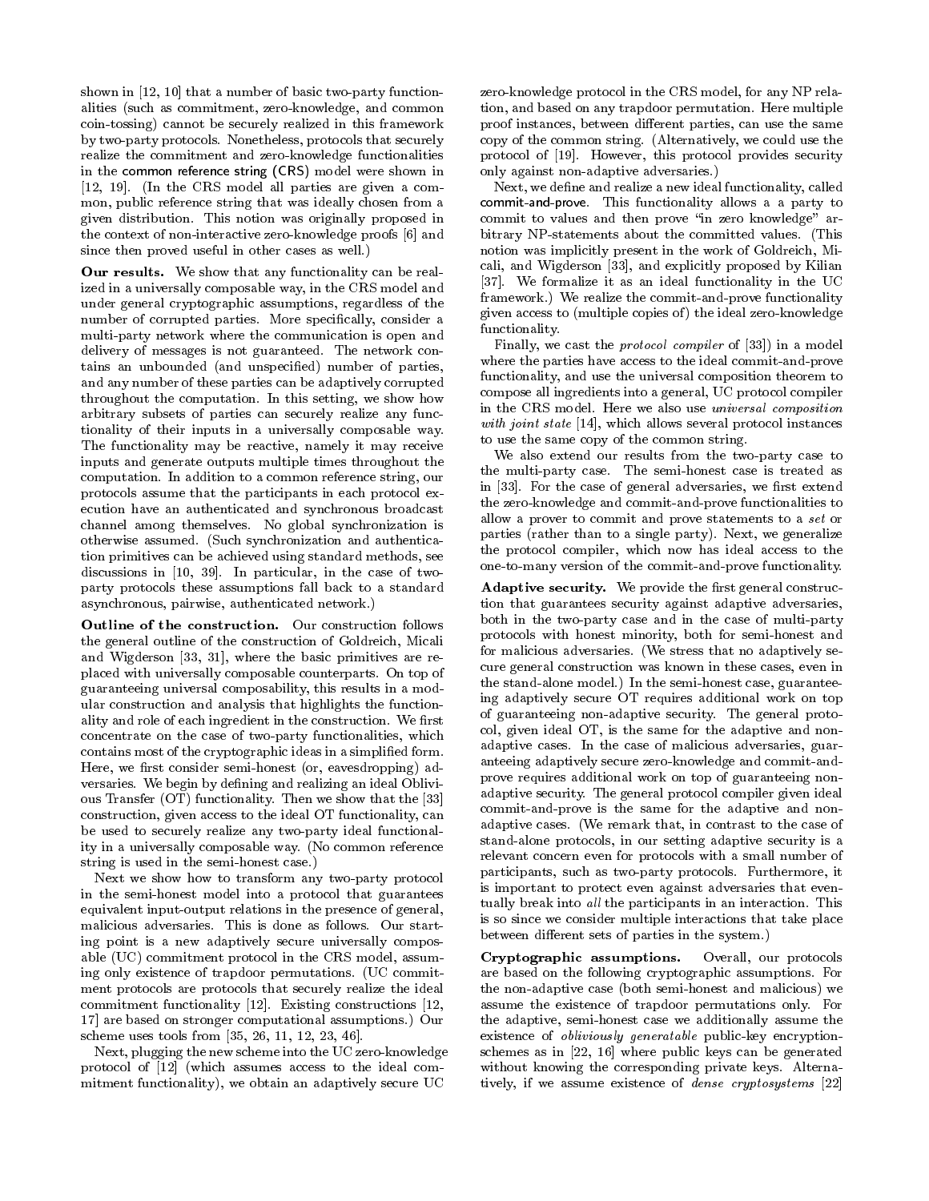shown in [12, 10] that a number of basic two-party functionalities (such as commitment, zero-knowledge, and common coin-tossing) cannot be securely realized in this framework by two-party protocols. Nonetheless, protocols that securely realize the commitment and zero-knowledge functionalities in the common reference string (CRS) model were shown in [12, 19]. (In the CRS model all parties are given a common, public reference string that was ideally chosen from a given distribution. This notion was originally proposed in the context of non-interactive zero-knowledge proofs [6] and since then proved useful in other cases as well.)

**Our results.** We show that any functionality can be realized in a universally composable way, in the CRS model and under general cryptographic assumptions, regardless of the number of corrupted parties. More specifically, consider a multi-party network where the communication is open and delivery of messages is not guaranteed. The network contains an unbounded (and unspecified) number of parties, and any number of these parties can be adaptively corrupted throughout the computation. In this setting, we show how arbitrary subsets of parties can securely realize any functionality of their inputs in a universally composable way. The functionality may be reactive, namely it may receive inputs and generate outputs multiple times throughout the computation. In addition to a common reference string, our protocols assume that the participants in each protocol execution have an authenticated and synchronous broadcast channel among themselves. No global synchronization is otherwise assumed. (Such synchronization and authentication primitives can be achieved using standard methods, see discussions in [10, 39]. In particular, in the case of two-party protocols these assumptions fall back to a standard asynchronous, pairwise, authenticated network.)

**Outline of the construction.** Our construction follows the general outline of the construction of Goldreich, Micali and Wigderson [33, 31], where the basic primitives are replaced with universally composable counterparts. On top of guaranteeing universal composability, this results in a modular construction and analysis that highlights the functionality and role of each ingredient in the construction. We first concentrate on the case of two-party functionalities, which contains most of the cryptographic ideas in a simplified form. Here, we first consider semi-honest (or, eavesdropping) adversaries. We begin by defining and realizing an ideal Oblivious Transfer (OT) functionality. Then we show that the [33] construction, given access to the ideal OT functionality, can be used to securely realize any two-party ideal functionality in a universally composable way. (No common reference string is used in the semi-honest case.)

Next we show how to transform any two-party protocol in the semi-honest model into a protocol that guarantees equivalent input-output relations in the presence of general, malicious adversaries. This is done as follows. Our starting point is a new adaptively secure universally composable (UC) commitment protocol in the CRS model, assuming only existence of trapdoor permutations. (UC commitment protocols are protocols that securely realize the ideal commitment functionality [12]. Existing constructions [12, 17] are based on stronger computational assumptions.) Our scheme uses tools from [35, 26, 11, 12, 23, 46].

Next, plugging the new scheme into the UC zero-knowledge protocol of [12] (which assumes access to the ideal commitment functionality), we obtain an adaptively secure UC zero-knowledge protocol in the CRS model, for any NP relation, and based on any trapdoor permutation. Here multiple proof instances, between different parties, can use the same copy of the common string. (Alternatively, we could use the protocol of [19]. However, this protocol provides security only against non-adaptive adversaries.)

Next, we define and realize a new ideal functionality, called commit-and-prove. This functionality allows a a party to commit to values and then prove "in zero knowledge" arbitrary NP-statements about the committed values. (This notion was implicitly present in the work of Goldreich, Micali, and Wigderson [33], and explicitly proposed by Kilian [37]. We formalize it as an ideal functionality in the UC framework.) We realize the commit-and-prove functionality given access to (multiple copies of) the ideal zero-knowledge functionality.

Finally, we cast the *protocol compiler* of [33]) in a model where the parties have access to the ideal commit-and-prove functionality, and use the universal composition theorem to compose all ingredients into a general, UC protocol compiler in the CRS model. Here we also use *universal composition with joint state* [14], which allows several protocol instances to use the same copy of the common string.

We also extend our results from the two-party case to the multi-party case. The semi-honest case is treated as in [33]. For the case of general adversaries, we first extend the zero-knowledge and commit-and-prove functionalities to allow a prover to commit and prove statements to a *set* or parties (rather than to a single party). Next, we generalize the protocol compiler, which now has ideal access to the one-to-many version of the commit-and-prove functionality.

**Adaptive security.** We provide the first general construction that guarantees security against adaptive adversaries, both in the two-party case and in the case of multi-party protocols with honest minority, both for semi-honest and for malicious adversaries. (We stress that no adaptively secure general construction was known in these cases, even in the stand-alone model.) In the semi-honest case, guaranteeing adaptively secure OT requires additional work on top of guaranteeing non-adaptive security. The general protocol, given ideal OT, is the same for the adaptive and non-adaptive cases. In the case of malicious adversaries, guaranteeing adaptively secure zero-knowledge and commit-and-prove requires additional work on top of guaranteeing non-adaptive security. The general protocol compiler given ideal commit-and-prove is the same for the adaptive and non-adaptive cases. (We remark that, in contrast to the case of stand-alone protocols, in our setting adaptive security is a relevant concern even for protocols with a small number of participants, such as two-party protocols. Furthermore, it is important to protect even against adversaries that eventually break into *all* the participants in an interaction. This is so since we consider multiple interactions that take place between different sets of parties in the system.)

**Cryptographic assumptions.** Overall, our protocols are based on the following cryptographic assumptions. For the non-adaptive case (both semi-honest and malicious) we assume the existence of trapdoor permutations only. For the adaptive, semi-honest case we additionally assume the existence of *obliviously generatable* public-key encryption-schemes as in [22, 16] where public keys can be generated without knowing the corresponding private keys. Alternatively, if we assume existence of *dense cryptosystems* [22]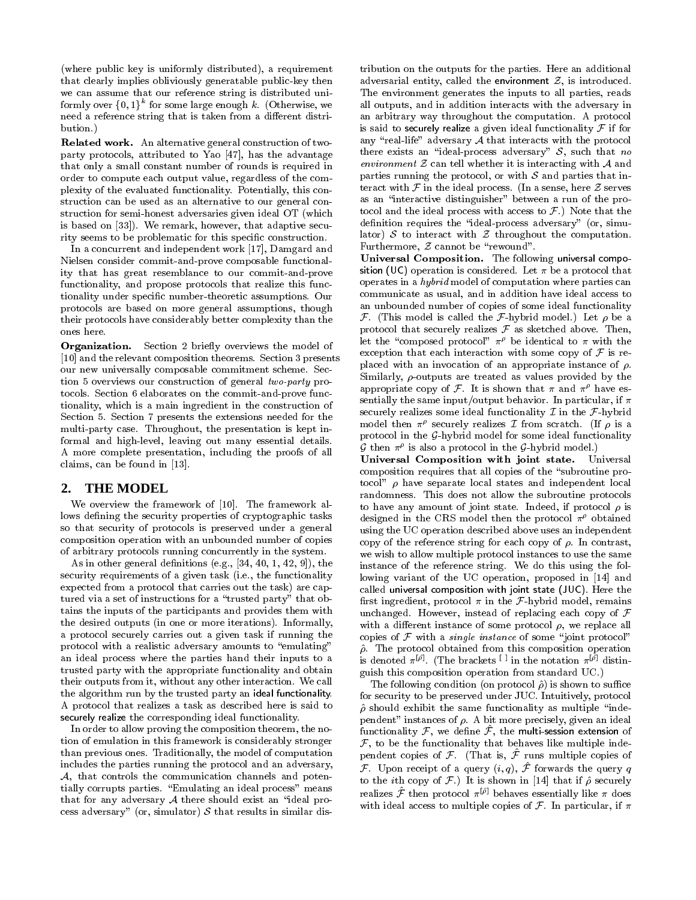(where public key is uniformly distributed), a requirement that clearly implies obliviously generatable public-key then we can assume that our reference string is distributed uniformly over $\{0,1\}^k$ for some large enough $k$. (Otherwise, we need a reference string that is taken from a different distribution.)

**Related work.** An alternative general construction of two-party protocols, attributed to Yao [47], has the advantage that only a small constant number of rounds is required in order to compute each output value, regardless of the complexity of the evaluated functionality. Potentially, this construction can be used as an alternative to our general construction for semi-honest adversaries given ideal OT (which is based on [33]). We remark, however, that adaptive security seems to be problematic for this specific construction.

In a concurrent and independent work [17], Damgard and Nielsen consider commit-and-prove composable functionality that has great resemblance to our commit-and-prove functionality, and propose protocols that realize this functionality under specific number-theoretic assumptions. Our protocols are based on more general assumptions, though their protocols have considerably better complexity than the ones here.

**Organization.** Section 2 briefly overviews the model of [10] and the relevant composition theorems. Section 3 presents our new universally composable commitment scheme. Section 5 overviews our construction of general *two-party* protocols. Section 6 elaborates on the commit-and-prove functionality, which is a main ingredient in the construction of Section 5. Section 7 presents the extensions needed for the multi-party case. Throughout, the presentation is kept informal and high-level, leaving out many essential details. A more complete presentation, including the proofs of all claims, can be found in [13].

## 2. THE MODEL

We overview the framework of [10]. The framework allows defining the security properties of cryptographic tasks so that security of protocols is preserved under a general composition operation with an unbounded number of copies of arbitrary protocols running concurrently in the system.

As in other general definitions (e.g., [34, 40, 1, 42, 9]), the security requirements of a given task (i.e., the functionality expected from a protocol that carries out the task) are captured via a set of instructions for a "trusted party" that obtains the inputs of the participants and provides them with the desired outputs (in one or more iterations). Informally, a protocol securely carries out a given task if running the protocol with a realistic adversary amounts to "emulating" an ideal process where the parties hand their inputs to a trusted party with the appropriate functionality and obtain their outputs from it, without any other interaction. We call the algorithm run by the trusted party an ideal functionality. A protocol that realizes a task as described here is said to securely realize the corresponding ideal functionality.

In order to allow proving the composition theorem, the notion of emulation in this framework is considerably stronger than previous ones. Traditionally, the model of computation includes the parties running the protocol and an adversary, $\mathcal{A}$, that controls the communication channels and potentially corrupts parties. "Emulating an ideal process" means that for any adversary $\mathcal{A}$ there should exist an "ideal process adversary" (or, simulator) $\mathcal{S}$ that results in similar distribution on the outputs for the parties. Here an additional adversarial entity, called the environment $\mathcal{Z}$, is introduced. The environment generates the inputs to all parties, reads all outputs, and in addition interacts with the adversary in an arbitrary way throughout the computation. A protocol is said to securely realize a given ideal functionality $\mathcal{F}$ if for any "real-life" adversary $\mathcal{A}$ that interacts with the protocol there exists an "ideal-process adversary" $\mathcal{S}$, such that *no environment* $\mathcal{Z}$ can tell whether it is interacting with $\mathcal{A}$ and parties running the protocol, or with $\mathcal{S}$ and parties that interact with $\mathcal{F}$ in the ideal process. (In a sense, here $\mathcal{Z}$ serves as an "interactive distinguisher" between a run of the protocol and the ideal process with access to $\mathcal{F}$.) Note that the definition requires the "ideal-process adversary" (or, simulator) $\mathcal{S}$ to interact with $\mathcal{Z}$ throughout the computation. Furthermore, $\mathcal{Z}$ cannot be "rewound".

**Universal Composition.** The following universal composition (UC) operation is considered. Let $\pi$ be a protocol that operates in a *hybrid* model of computation where parties can communicate as usual, and in addition have ideal access to an unbounded number of copies of some ideal functionality $\mathcal{F}$. (This model is called the $\mathcal{F}$-hybrid model.) Let $\rho$ be a protocol that securely realizes $\mathcal{F}$ as sketched above. Then, let the "composed protocol" $\pi^\rho$ be identical to $\pi$ with the exception that each interaction with some copy of $\mathcal{F}$ is replaced with an invocation of an appropriate instance of $\rho$. Similarly, $\rho$-outputs are treated as values provided by the appropriate copy of $\mathcal{F}$. It is shown that $\pi$ and $\pi^\rho$ have essentially the same input/output behavior. In particular, if $\pi$ securely realizes some ideal functionality $\mathcal{I}$ in the $\mathcal{F}$-hybrid model then $\pi^\rho$ securely realizes $\mathcal{I}$ from scratch. (If $\rho$ is a protocol in the $\mathcal{G}$-hybrid model for some ideal functionality $\mathcal{G}$ then $\pi^\rho$ is also a protocol in the $\mathcal{G}$-hybrid model.)

**Universal Composition with joint state.** Universal composition requires that all copies of the "subroutine protocol" $\rho$ have separate local states and independent local randomness. This does not allow the subroutine protocols to have any amount of joint state. Indeed, if protocol $\rho$ is designed in the CRS model then the protocol $\pi^\rho$ obtained using the UC operation described above uses an independent copy of the reference string for each copy of $\rho$. In contrast, we wish to allow multiple protocol instances to use the same instance of the reference string. We do this using the following variant of the UC operation, proposed in [14] and called universal composition with joint state (JUC). Here the first ingredient, protocol $\pi$ in the $\mathcal{F}$-hybrid model, remains unchanged. However, instead of replacing each copy of $\mathcal{F}$ with a different instance of some protocol $\rho$, we replace all copies of $\mathcal{F}$ with a *single instance* of some "joint protocol" $\hat{\rho}$. The protocol obtained from this composition operation is denoted $\pi^{[\hat{\rho}]}$. (The brackets $^{[\,]}$ in the notation $\pi^{[\hat{\rho}]}$ distinguish this composition operation from standard UC.)

The following condition (on protocol $\hat{\rho}$) is shown to suffice for security to be preserved under JUC. Intuitively, protocol $\hat{\rho}$ should exhibit the same functionality as multiple "independent" instances of $\rho$. A bit more precisely, given an ideal functionality $\mathcal{F}$, we define $\hat{\mathcal{F}}$, the multi-session extension of $\mathcal{F}$, to be the functionality that behaves like multiple independent copies of $\mathcal{F}$. (That is, $\hat{\mathcal{F}}$ runs multiple copies of $\mathcal{F}$. Upon receipt of a query $(i, q)$, $\hat{\mathcal{F}}$ forwards the query $q$ to the $i$th copy of $\mathcal{F}$.) It is shown in [14] that if $\hat{\rho}$ securely realizes $\hat{\mathcal{F}}$ then protocol $\pi^{[\hat{\rho}]}$ behaves essentially like $\pi$ does with ideal access to multiple copies of $\mathcal{F}$. In particular, if $\pi$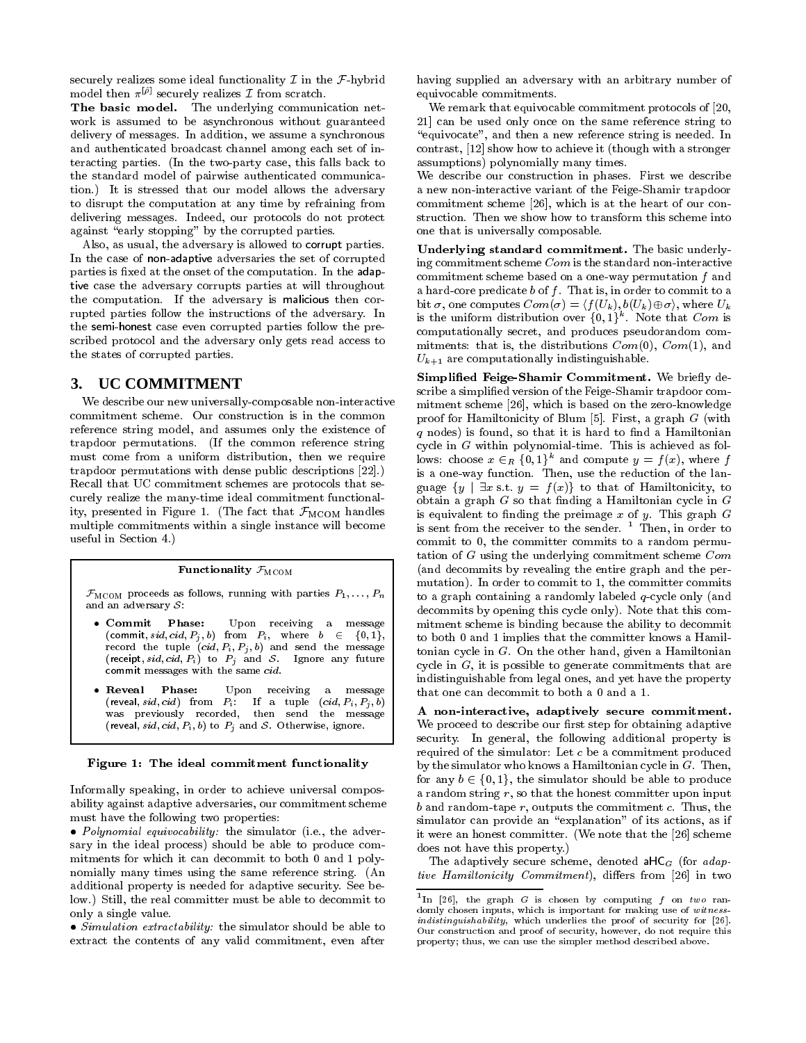securely realizes some ideal functionality $\mathcal{I}$ in the $\mathcal{F}$-hybrid model then $\pi^{[\rho]}$ securely realizes $\mathcal{I}$ from scratch.

**The basic model.** The underlying communication network is assumed to be asynchronous without guaranteed delivery of messages. In addition, we assume a synchronous and authenticated broadcast channel among each set of interacting parties. (In the two-party case, this falls back to the standard model of pairwise authenticated communication.) It is stressed that our model allows the adversary to disrupt the computation at any time by refraining from delivering messages. Indeed, our protocols do not protect against "early stopping" by the corrupted parties.

Also, as usual, the adversary is allowed to corrupt parties. In the case of non-adaptive adversaries the set of corrupted parties is fixed at the onset of the computation. In the adaptive case the adversary corrupts parties at will throughout the computation. If the adversary is malicious then corrupted parties follow the instructions of the adversary. In the semi-honest case even corrupted parties follow the prescribed protocol and the adversary only gets read access to the states of corrupted parties.

## 3. UC COMMITMENT

We describe our new universally-composable non-interactive commitment scheme. Our construction is in the common reference string model, and assumes only the existence of trapdoor permutations. (If the common reference string must come from a uniform distribution, then we require trapdoor permutations with dense public descriptions [22].) Recall that UC commitment schemes are protocols that securely realize the many-time ideal commitment functionality, presented in Figure 1. (The fact that $\mathcal{F}_{\mathrm{MCOM}}$ handles multiple commitments within a single instance will become useful in Section 4.)

---

**Functionality $\mathcal{F}_{\mathrm{MCOM}}$**

$\mathcal{F}_{\mathrm{MCOM}}$ proceeds as follows, running with parties $P_1, \ldots, P_n$ and an adversary $\mathcal{S}$:

- **Commit Phase:** Upon receiving a message $(\mathsf{commit}, sid, cid, P_j, b)$ from $P_i$, where $b \in \{0,1\}$, record the tuple $(cid, P_i, P_j, b)$ and send the message $(\mathsf{receipt}, sid, cid, P_i)$ to $P_j$ and $\mathcal{S}$. Ignore any future commit messages with the same $cid$.
- **Reveal Phase:** Upon receiving a message $(\mathsf{reveal}, sid, cid)$ from $P_i$: If a tuple $(cid, P_i, P_j, b)$ was previously recorded, then send the message $(\mathsf{reveal}, sid, cid, P_i, b)$ to $P_j$ and $\mathcal{S}$. Otherwise, ignore.

---

**Figure 1: The ideal commitment functionality**

Informally speaking, in order to achieve universal composability against adaptive adversaries, our commitment scheme must have the following two properties:

- *Polynomial equivocability:* the simulator (i.e., the adversary in the ideal process) should be able to produce commitments for which it can decommit to both 0 and 1 polynomially many times using the same reference string. (An additional property is needed for adaptive security. See below.) Still, the real committer must be able to decommit to only a single value.
- *Simulation extractability:* the simulator should be able to extract the contents of any valid commitment, even after having supplied an adversary with an arbitrary number of equivocable commitments.

We remark that equivocable commitment protocols of [20, 21] can be used only once on the same reference string to "equivocate", and then a new reference string is needed. In contrast, [12] show how to achieve it (though with a stronger assumptions) polynomially many times.

We describe our construction in phases. First we describe a new non-interactive variant of the Feige-Shamir trapdoor commitment scheme [26], which is at the heart of our construction. Then we show how to transform this scheme into one that is universally composable.

**Underlying standard commitment.** The basic underlying commitment scheme $Com$ is the standard non-interactive commitment scheme based on a one-way permutation $f$ and a hard-core predicate $b$ of $f$. That is, in order to commit to a bit $\sigma$, one computes $Com(\sigma) = \langle f(U_k), b(U_k) \oplus \sigma \rangle$, where $U_k$ is the uniform distribution over $\{0,1\}^k$. Note that $Com$ is computationally secret, and produces pseudorandom commitments: that is, the distributions $Com(0)$, $Com(1)$, and $U_{k+1}$ are computationally indistinguishable.

**Simplified Feige-Shamir Commitment.** We briefly describe a simplified version of the Feige-Shamir trapdoor commitment scheme [26], which is based on the zero-knowledge proof for Hamiltonicity of Blum [5]. First, a graph $G$ (with $q$ nodes) is found, so that it is hard to find a Hamiltonian cycle in $G$ within polynomial-time. This is achieved as follows: choose $x \in_R \{0,1\}^k$ and compute $y = f(x)$, where $f$ is a one-way function. Then, use the reduction of the language $\{y \mid \exists x \text{ s.t. } y = f(x)\}$ to that of Hamiltonicity, to obtain a graph $G$ so that finding a Hamiltonian cycle in $G$ is equivalent to finding the preimage $x$ of $y$. This graph $G$ is sent from the receiver to the sender. [1] Then, in order to commit to 0, the committer commits to a random permutation of $G$ using the underlying commitment scheme $Com$ (and decommits by revealing the entire graph and the permutation). In order to commit to 1, the committer commits to a graph containing a randomly labeled $q$-cycle only (and decommits by opening this cycle only). Note that this commitment scheme is binding because the ability to decommit to both 0 and 1 implies that the committer knows a Hamiltonian cycle in $G$. On the other hand, given a Hamiltonian cycle in $G$, it is possible to generate commitments that are indistinguishable from legal ones, and yet have the property that one can decommit to both a 0 and a 1.

**A non-interactive, adaptively secure commitment.** We proceed to describe our first step for obtaining adaptive security. In general, the following additional property is required of the simulator: Let $c$ be a commitment produced by the simulator who knows a Hamiltonian cycle in $G$. Then, for any $b \in \{0,1\}$, the simulator should be able to produce a random string $r$, so that the honest committer upon input $b$ and random-tape $r$, outputs the commitment $c$. Thus, the simulator can provide an "explanation" of its actions, as if it were an honest committer. (We note that the [26] scheme does not have this property.)

The adaptively secure scheme, denoted $\mathsf{aHC}_G$ (for *adaptive Hamiltonicity Commitment*), differs from [26] in two

[1] In [26], the graph $G$ is chosen by computing $f$ on *two* randomly chosen inputs, which is important for making use of *witness-indistinguishability*, which underlies the proof of security for [26]. Our construction and proof of security, however, do not require this property; thus, we can use the simpler method described above.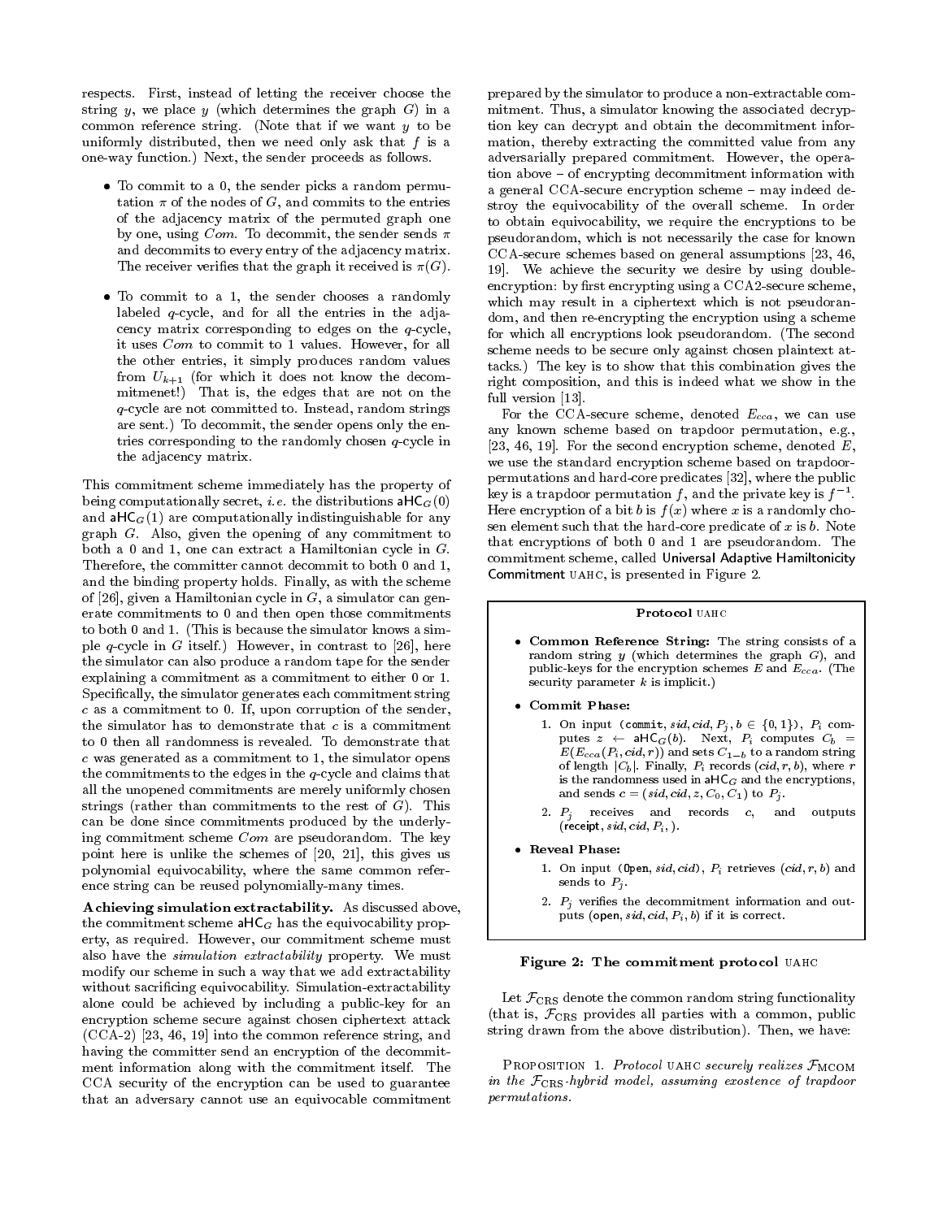respects. First, instead of letting the receiver choose the string $y$, we place $y$ (which determines the graph $G$) in a common reference string. (Note that if we want $y$ to be uniformly distributed, then we need only ask that $f$ is a one-way function.) Next, the sender proceeds as follows.

- To commit to a 0, the sender picks a random permutation $\pi$ of the nodes of $G$, and commits to the entries of the adjacency matrix of the permuted graph one by one, using $Com$. To decommit, the sender sends $\pi$ and decommits to every entry of the adjacency matrix. The receiver verifies that the graph it received is $\pi(G)$.
- To commit to a 1, the sender chooses a randomly labeled $q$-cycle, and for all the entries in the adjacency matrix corresponding to edges on the $q$-cycle, it uses $Com$ to commit to 1 values. However, for all the other entries, it simply produces random values from $U_{k+1}$ (for which it does not know the decommitmenet!) That is, the edges that are not on the $q$-cycle are not committed to. Instead, random strings are sent.) To decommit, the sender opens only the entries corresponding to the randomly chosen $q$-cycle in the adjacency matrix.

This commitment scheme immediately has the property of being computationally secret, *i.e.* the distributions $\mathsf{aHC}_G(0)$ and $\mathsf{aHC}_G(1)$ are computationally indistinguishable for any graph $G$. Also, given the opening of any commitment to both a 0 and 1, one can extract a Hamiltonian cycle in $G$. Therefore, the committer cannot decommit to both 0 and 1, and the binding property holds. Finally, as with the scheme of [26], given a Hamiltonian cycle in $G$, a simulator can generate commitments to 0 and then open those commitments to both 0 and 1. (This is because the simulator knows a simple $q$-cycle in $G$ itself.) However, in contrast to [26], here the simulator can also produce a random tape for the sender explaining a commitment as a commitment to either 0 or 1. Specifically, the simulator generates each commitment string $c$ as a commitment to 0. If, upon corruption of the sender, the simulator has to demonstrate that $c$ is a commitment to 0 then all randomness is revealed. To demonstrate that $c$ was generated as a commitment to 1, the simulator opens the commitments to the edges in the $q$-cycle and claims that all the unopened commitments are merely uniformly chosen strings (rather than commitments to the rest of $G$). This can be done since commitments produced by the underlying commitment scheme $Com$ are pseudorandom. The key point here is unlike the schemes of [20, 21], this gives us polynomial equivocability, where the same common reference string can be reused polynomially-many times.

**Achieving simulation extractability.** As discussed above, the commitment scheme $\mathsf{aHC}_G$ has the equivocability property, as required. However, our commitment scheme must also have the *simulation extractability* property. We must modify our scheme in such a way that we add extractability without sacrificing equivocability. Simulation-extractability alone could be achieved by including a public-key for an encryption scheme secure against chosen ciphertext attack (CCA-2) [23, 46, 19] into the common reference string, and having the committer send an encryption of the decommitment information along with the commitment itself. The CCA security of the encryption can be used to guarantee that an adversary cannot use an equivocable commitment prepared by the simulator to produce a non-extractable commitment. Thus, a simulator knowing the associated decryption key can decrypt and obtain the decommitment information, thereby extracting the committed value from any adversarially prepared commitment. However, the operation above – of encrypting decommitment information with a general CCA-secure encryption scheme – may indeed destroy the equivocability of the overall scheme. In order to obtain equivocability, we require the encryptions to be pseudorandom, which is not necessarily the case for known CCA-secure schemes based on general assumptions [23, 46, 19]. We achieve the security we desire by using double-encryption: by first encrypting using a CCA2-secure scheme, which may result in a ciphertext which is not pseudorandom, and then re-encrypting the encryption using a scheme for which all encryptions look pseudorandom. (The second scheme needs to be secure only against chosen plaintext attacks.) The key is to show that this combination gives the right composition, and this is indeed what we show in the full version [13].

For the CCA-secure scheme, denoted $E_{cca}$, we can use any known scheme based on trapdoor permutation, e.g., [23, 46, 19]. For the second encryption scheme, denoted $E$, we use the standard encryption scheme based on trapdoor-permutations and hard-core predicates [32], where the public key is a trapdoor permutation $f$, and the private key is $f^{-1}$. Here encryption of a bit $b$ is $f(x)$ where $x$ is a randomly chosen element such that the hard-core predicate of $x$ is $b$. Note that encryptions of both 0 and 1 are pseudorandom. The commitment scheme, called **Universal Adaptive Hamiltonicity Commitment** UAHC, is presented in Figure 2.

**Protocol UAHC**

- **Common Reference String:** The string consists of a random string $y$ (which determines the graph $G$), and public-keys for the encryption schemes $E$ and $E_{cca}$. (The security parameter $k$ is implicit.)
- **Commit Phase:**
  1. On input ($\texttt{commit}, sid, cid, P_j, b \in \{0,1\}$), $P_i$ computes $z \leftarrow \mathsf{aHC}_G(b)$. Next, $P_i$ computes $C_b = E(E_{cca}(P_i, cid, r))$ and sets $C_{1-b}$ to a random string of length $|C_b|$. Finally, $P_i$ records $(cid, r, b)$, where $r$ is the randomness used in $\mathsf{aHC}_G$ and the encryptions, and sends $c = (sid, cid, z, C_0, C_1)$ to $P_j$.
  2. $P_j$ receives and records $c$, and outputs ($\mathsf{receipt}, sid, cid, P_i,$).
- **Reveal Phase:**
  1. On input ($\texttt{Open}, sid, cid$), $P_i$ retrieves $(cid, r, b)$ and sends to $P_j$.
  2. $P_j$ verifies the decommitment information and outputs ($\mathsf{open}, sid, cid, P_i, b$) if it is correct.

**Figure 2: The commitment protocol UAHC**

Let $\mathcal{F}_{\text{CRS}}$ denote the common random string functionality (that is, $\mathcal{F}_{\text{CRS}}$ provides all parties with a common, public string drawn from the above distribution). Then, we have:

PROPOSITION 1. *Protocol* UAHC *securely realizes* $\mathcal{F}_{\text{MCOM}}$ *in the* $\mathcal{F}_{\text{CRS}}$*-hybrid model, assuming exostence of trapdoor permutations.*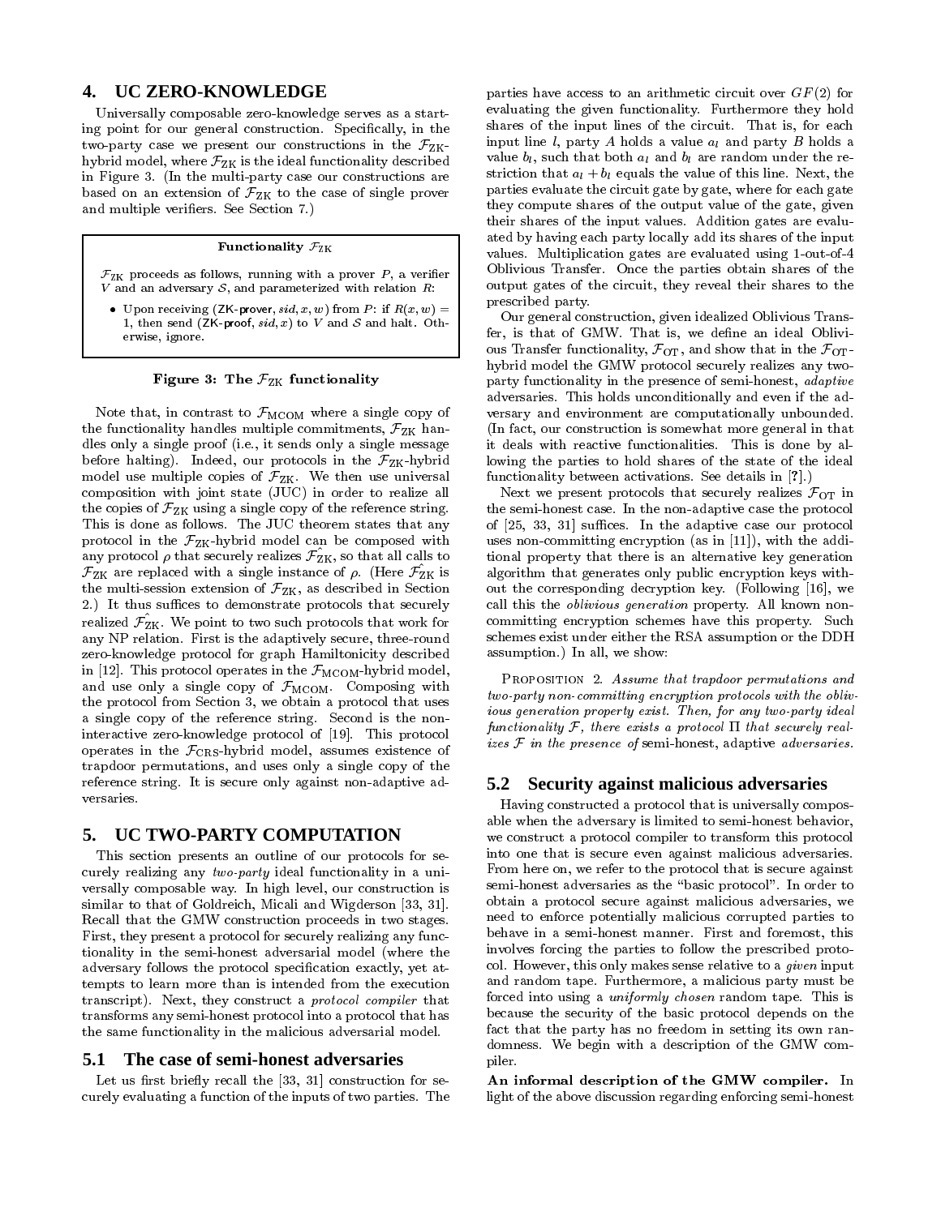## 4. UC ZERO-KNOWLEDGE

Universally composable zero-knowledge serves as a starting point for our general construction. Specifically, in the two-party case we present our constructions in the $\mathcal{F}_{\text{ZK}}$-hybrid model, where $\mathcal{F}_{\text{ZK}}$ is the ideal functionality described in Figure 3. (In the multi-party case our constructions are based on an extension of $\mathcal{F}_{\text{ZK}}$ to the case of single prover and multiple verifiers. See Section 7.)

**Functionality $\mathcal{F}_{\text{ZK}}$**

$\mathcal{F}_{\text{ZK}}$ proceeds as follows, running with a prover $P$, a verifier $V$ and an adversary $\mathcal{S}$, and parameterized with relation $R$:

- Upon receiving (ZK-prover, $sid, x, w$) from $P$: if $R(x, w) = 1$, then send (ZK-proof, $sid, x$) to $V$ and $\mathcal{S}$ and halt. Otherwise, ignore.

**Figure 3: The $\mathcal{F}_{\text{ZK}}$ functionality**

Note that, in contrast to $\mathcal{F}_{\text{MCOM}}$ where a single copy of the functionality handles multiple commitments, $\mathcal{F}_{\text{ZK}}$ handles only a single proof (i.e., it sends only a single message before halting). Indeed, our protocols in the $\mathcal{F}_{\text{ZK}}$-hybrid model use multiple copies of $\mathcal{F}_{\text{ZK}}$. We then use universal composition with joint state (JUC) in order to realize all the copies of $\mathcal{F}_{\text{ZK}}$ using a single copy of the reference string. This is done as follows. The JUC theorem states that any protocol in the $\mathcal{F}_{\text{ZK}}$-hybrid model can be composed with any protocol $\rho$ that securely realizes $\hat{\mathcal{F}}_{\text{ZK}}$, so that all calls to $\mathcal{F}_{\text{ZK}}$ are replaced with a single instance of $\rho$. (Here $\hat{\mathcal{F}}_{\text{ZK}}$ is the multi-session extension of $\mathcal{F}_{\text{ZK}}$, as described in Section 2.) It thus suffices to demonstrate protocols that securely realized $\hat{\mathcal{F}}_{\text{ZK}}$. We point to two such protocols that work for any NP relation. First is the adaptively secure, three-round zero-knowledge protocol for graph Hamiltonicity described in [12]. This protocol operates in the $\mathcal{F}_{\text{MCOM}}$-hybrid model, and use only a single copy of $\mathcal{F}_{\text{MCOM}}$. Composing with the protocol from Section 3, we obtain a protocol that uses a single copy of the reference string. Second is the non-interactive zero-knowledge protocol of [19]. This protocol operates in the $\mathcal{F}_{\text{CRS}}$-hybrid model, assumes existence of trapdoor permutations, and uses only a single copy of the reference string. It is secure only against non-adaptive adversaries.

## 5. UC TWO-PARTY COMPUTATION

This section presents an outline of our protocols for securely realizing any *two-party* ideal functionality in a universally composable way. In high level, our construction is similar to that of Goldreich, Micali and Wigderson [33, 31]. Recall that the GMW construction proceeds in two stages. First, they present a protocol for securely realizing any functionality in the semi-honest adversarial model (where the adversary follows the protocol specification exactly, yet attempts to learn more than is intended from the execution transcript). Next, they construct a *protocol compiler* that transforms any semi-honest protocol into a protocol that has the same functionality in the malicious adversarial model.

### 5.1 The case of semi-honest adversaries

Let us first briefly recall the [33, 31] construction for securely evaluating a function of the inputs of two parties. The parties have access to an arithmetic circuit over $GF(2)$ for evaluating the given functionality. Furthermore they hold shares of the input lines of the circuit. That is, for each input line $l$, party $A$ holds a value $a_l$ and party $B$ holds a value $b_l$, such that both $a_l$ and $b_l$ are random under the restriction that $a_l + b_l$ equals the value of this line. Next, the parties evaluate the circuit gate by gate, where for each gate they compute shares of the output value of the gate, given their shares of the input values. Addition gates are evaluated by having each party locally add its shares of the input values. Multiplication gates are evaluated using 1-out-of-4 Oblivious Transfer. Once the parties obtain shares of the output gates of the circuit, they reveal their shares to the prescribed party.

Our general construction, given idealized Oblivious Transfer, is that of GMW. That is, we define an ideal Oblivious Transfer functionality, $\mathcal{F}_{\text{OT}}$, and show that in the $\mathcal{F}_{\text{OT}}$-hybrid model the GMW protocol securely realizes any two-party functionality in the presence of semi-honest, *adaptive* adversaries. This holds unconditionally and even if the adversary and environment are computationally unbounded. (In fact, our construction is somewhat more general in that it deals with reactive functionalities. This is done by allowing the parties to hold shares of the state of the ideal functionality between activations. See details in [?].)

Next we present protocols that securely realizes $\mathcal{F}_{\text{OT}}$ in the semi-honest case. In the non-adaptive case the protocol of [25, 33, 31] suffices. In the adaptive case our protocol uses non-committing encryption (as in [11]), with the additional property that there is an alternative key generation algorithm that generates only public encryption keys without the corresponding decryption key. (Following [16], we call this the *oblivious generation* property. All known non-committing encryption schemes have this property. Such schemes exist under either the RSA assumption or the DDH assumption.) In all, we show:

Proposition 2. *Assume that trapdoor permutations and two-party non-committing encryption protocols with the oblivious generation property exist. Then, for any two-party ideal functionality $\mathcal{F}$, there exists a protocol $\Pi$ that securely realizes $\mathcal{F}$ in the presence of* semi-honest, adaptive *adversaries.*

### 5.2 Security against malicious adversaries

Having constructed a protocol that is universally composable when the adversary is limited to semi-honest behavior, we construct a protocol compiler to transform this protocol into one that is secure even against malicious adversaries. From here on, we refer to the protocol that is secure against semi-honest adversaries as the "basic protocol". In order to obtain a protocol secure against malicious adversaries, we need to enforce potentially malicious corrupted parties to behave in a semi-honest manner. First and foremost, this involves forcing the parties to follow the prescribed protocol. However, this only makes sense relative to a *given* input and random tape. Furthermore, a malicious party must be forced into using a *uniformly chosen* random tape. This is because the security of the basic protocol depends on the fact that the party has no freedom in setting its own randomness. We begin with a description of the GMW compiler.

**An informal description of the GMW compiler.** In light of the above discussion regarding enforcing semi-honest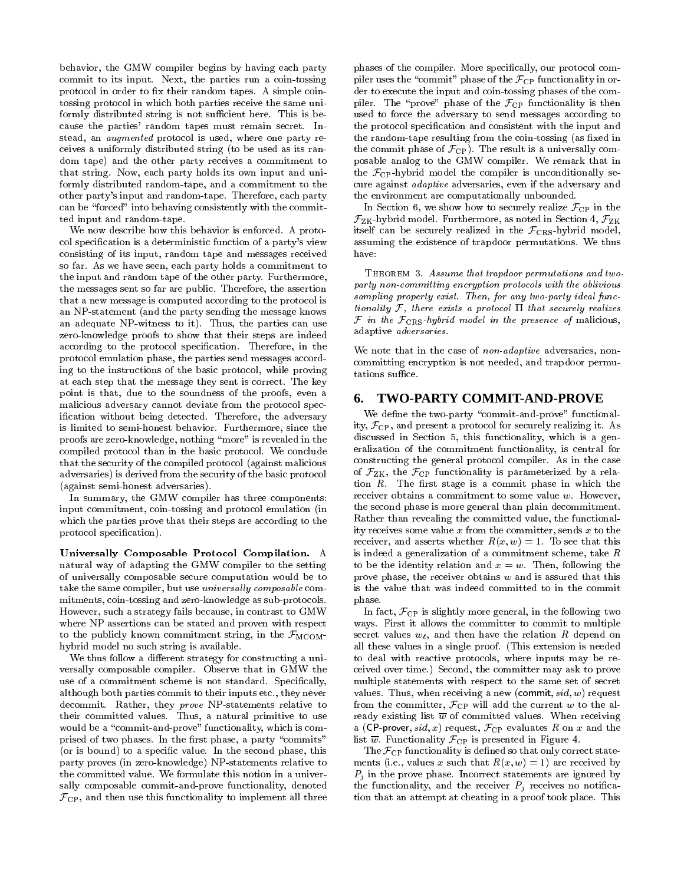behavior, the GMW compiler begins by having each party commit to its input. Next, the parties run a coin-tossing protocol in order to fix their random tapes. A simple coin-tossing protocol in which both parties receive the same uniformly distributed string is not sufficient here. This is because the parties' random tapes must remain secret. Instead, an *augmented* protocol is used, where one party receives a uniformly distributed string (to be used as its random tape) and the other party receives a commitment to that string. Now, each party holds its own input and uniformly distributed random-tape, and a commitment to the other party's input and random-tape. Therefore, each party can be "forced" into behaving consistently with the committed input and random-tape.

We now describe how this behavior is enforced. A protocol specification is a deterministic function of a party's view consisting of its input, random tape and messages received so far. As we have seen, each party holds a commitment to the input and random tape of the other party. Furthermore, the messages sent so far are public. Therefore, the assertion that a new message is computed according to the protocol is an NP-statement (and the party sending the message knows an adequate NP-witness to it). Thus, the parties can use zero-knowledge proofs to show that their steps are indeed according to the protocol specification. Therefore, in the protocol emulation phase, the parties send messages according to the instructions of the basic protocol, while proving at each step that the message they sent is correct. The key point is that, due to the soundness of the proofs, even a malicious adversary cannot deviate from the protocol specification without being detected. Therefore, the adversary is limited to semi-honest behavior. Furthermore, since the proofs are zero-knowledge, nothing "more" is revealed in the compiled protocol than in the basic protocol. We conclude that the security of the compiled protocol (against malicious adversaries) is derived from the security of the basic protocol (against semi-honest adversaries).

In summary, the GMW compiler has three components: input commitment, coin-tossing and protocol emulation (in which the parties prove that their steps are according to the protocol specification).

**Universally Composable Protocol Compilation.** A natural way of adapting the GMW compiler to the setting of universally composable secure computation would be to take the same compiler, but use *universally composable* commitments, coin-tossing and zero-knowledge as sub-protocols. However, such a strategy fails because, in contrast to GMW where NP assertions can be stated and proven with respect to the publicly known commitment string, in the $\mathcal{F}_{\rm MCOM}$-hybrid model no such string is available.

We thus follow a different strategy for constructing a universally composable compiler. Observe that in GMW the use of a commitment scheme is not standard. Specifically, although both parties commit to their inputs etc., they never decommit. Rather, they *prove* NP-statements relative to their committed values. Thus, a natural primitive to use would be a "commit-and-prove" functionality, which is comprised of two phases. In the first phase, a party "commits" (or is bound) to a specific value. In the second phase, this party proves (in zero-knowledge) NP-statements relative to the committed value. We formulate this notion in a universally composable commit-and-prove functionality, denoted $\mathcal{F}_{\rm CP}$, and then use this functionality to implement all three phases of the compiler. More specifically, our protocol compiler uses the "commit" phase of the $\mathcal{F}_{\rm CP}$ functionality in order to execute the input and coin-tossing phases of the compiler. The "prove" phase of the $\mathcal{F}_{\rm CP}$ functionality is then used to force the adversary to send messages according to the protocol specification and consistent with the input and the random-tape resulting from the coin-tossing (as fixed in the commit phase of $\mathcal{F}_{\rm CP}$). The result is a universally composable analog to the GMW compiler. We remark that in the $\mathcal{F}_{\rm CP}$-hybrid model the compiler is unconditionally secure against *adaptive* adversaries, even if the adversary and the environment are computationally unbounded.

In Section 6, we show how to securely realize $\mathcal{F}_{\rm CP}$ in the $\mathcal{F}_{\rm ZK}$-hybrid model. Furthermore, as noted in Section 4, $\mathcal{F}_{\rm ZK}$ itself can be securely realized in the $\mathcal{F}_{\rm CRS}$-hybrid model, assuming the existence of trapdoor permutations. We thus have:

Theorem 3. *Assume that trapdoor permutations and two-party non-committing encryption protocols with the oblivious sampling property exist. Then, for any two-party ideal functionality $\mathcal{F}$, there exists a protocol $\Pi$ that securely realizes $\mathcal{F}$ in the $\mathcal{F}_{\rm CRS}$-hybrid model in the presence of* malicious, adaptive *adversaries.*

We note that in the case of *non-adaptive* adversaries, non-committing encryption is not needed, and trapdoor permutations suffice.

## 6. TWO-PARTY COMMIT-AND-PROVE

We define the two-party "commit-and-prove" functionality, $\mathcal{F}_{\rm CP}$, and present a protocol for securely realizing it. As discussed in Section 5, this functionality, which is a generalization of the commitment functionality, is central for constructing the general protocol compiler. As in the case of $\mathcal{F}_{\rm ZK}$, the $\mathcal{F}_{\rm CP}$ functionality is parameterized by a relation $R$. The first stage is a commit phase in which the receiver obtains a commitment to some value $w$. However, the second phase is more general than plain decommitment. Rather than revealing the committed value, the functionality receives some value $x$ from the committer, sends $x$ to the receiver, and asserts whether $R(x, w) = 1$. To see that this is indeed a generalization of a commitment scheme, take $R$ to be the identity relation and $x = w$. Then, following the prove phase, the receiver obtains $w$ and is assured that this is the value that was indeed committed to in the commit phase.

In fact, $\mathcal{F}_{\rm CP}$ is slightly more general, in the following two ways. First it allows the committer to commit to multiple secret values $w_\ell$, and then have the relation $R$ depend on all these values in a single proof. (This extension is needed to deal with reactive protocols, where inputs may be received over time.) Second, the committer may ask to prove multiple statements with respect to the same set of secret values. Thus, when receiving a new $(\mathsf{commit}, sid, w)$ request from the committer, $\mathcal{F}_{\rm CP}$ will add the current $w$ to the already existing list $\overline{w}$ of committed values. When receiving a $(\mathsf{CP\text{-}prover}, sid, x)$ request, $\mathcal{F}_{\rm CP}$ evaluates $R$ on $x$ and the list $\overline{w}$. Functionality $\mathcal{F}_{\rm CP}$ is presented in Figure 4.

The $\mathcal{F}_{\rm CP}$ functionality is defined so that only correct statements (i.e., values $x$ such that $R(x, w) = 1$) are received by $P_j$ in the prove phase. Incorrect statements are ignored by the functionality, and the receiver $P_j$ receives no notification that an attempt at cheating in a proof took place. This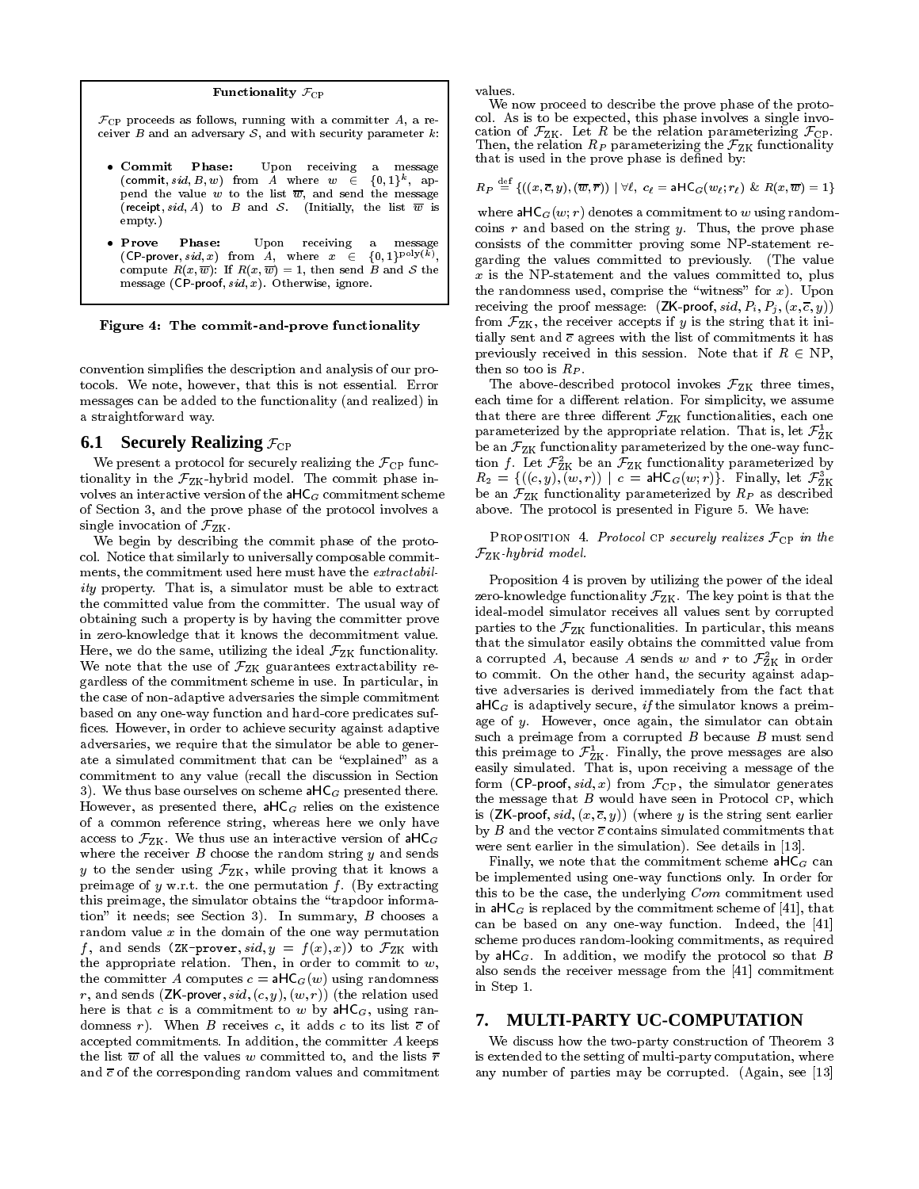**Functionality $\mathcal{F}_{\mathrm{CP}}$**

$\mathcal{F}_{\mathrm{CP}}$ proceeds as follows, running with a committer $A$, a receiver $B$ and an adversary $\mathcal{S}$, and with security parameter $k$:

- **Commit Phase:** Upon receiving a message $(\mathsf{commit}, sid, B, w)$ from $A$ where $w \in \{0,1\}^k$, append the value $w$ to the list $\overline{w}$, and send the message $(\mathsf{receipt}, sid, A)$ to $B$ and $\mathcal{S}$. (Initially, the list $\overline{w}$ is empty.)
- **Prove Phase:** Upon receiving a message $(\mathsf{CP\text{-}prover}, sid, x)$ from $A$, where $x \in \{0,1\}^{\mathrm{poly}(k)}$, compute $R(x, \overline{w})$: If $R(x, \overline{w}) = 1$, then send $B$ and $\mathcal{S}$ the message $(\mathsf{CP\text{-}proof}, sid, x)$. Otherwise, ignore.

**Figure 4: The commit-and-prove functionality**

convention simplifies the description and analysis of our protocols. We note, however, that this is not essential. Error messages can be added to the functionality (and realized) in a straightforward way.

## 6.1 Securely Realizing $\mathcal{F}_{\mathrm{CP}}$

We present a protocol for securely realizing the $\mathcal{F}_{\mathrm{CP}}$ functionality in the $\mathcal{F}_{\mathrm{ZK}}$-hybrid model. The commit phase involves an interactive version of the $\mathsf{aHC}_G$ commitment scheme of Section 3, and the prove phase of the protocol involves a single invocation of $\mathcal{F}_{\mathrm{ZK}}$.

We begin by describing the commit phase of the protocol. Notice that similarly to universally composable commitments, the commitment used here must have the *extractability* property. That is, a simulator must be able to extract the committed value from the committer. The usual way of obtaining such a property is by having the committer prove in zero-knowledge that it knows the decommitment value. Here, we do the same, utilizing the ideal $\mathcal{F}_{\mathrm{ZK}}$ functionality. We note that the use of $\mathcal{F}_{\mathrm{ZK}}$ guarantees extractability regardless of the commitment scheme in use. In particular, in the case of non-adaptive adversaries the simple commitment based on any one-way function and hard-core predicates suffices. However, in order to achieve security against adaptive adversaries, we require that the simulator be able to generate a simulated commitment that can be "explained" as a commitment to any value (recall the discussion in Section 3). We thus base ourselves on scheme $\mathsf{aHC}_G$ presented there. However, as presented there, $\mathsf{aHC}_G$ relies on the existence of a common reference string, whereas here we only have access to $\mathcal{F}_{\mathrm{ZK}}$. We thus use an interactive version of $\mathsf{aHC}_G$ where the receiver $B$ choose the random string $y$ and sends $y$ to the sender using $\mathcal{F}_{\mathrm{ZK}}$, while proving that it knows a preimage of $y$ w.r.t. the one permutation $f$. (By extracting this preimage, the simulator obtains the "trapdoor information" it needs; see Section 3). In summary, $B$ chooses a random value $x$ in the domain of the one way permutation $f$, and sends $(\mathtt{ZK\text{-}prover}, sid, y = f(x), x)$ to $\mathcal{F}_{\mathrm{ZK}}$ with the appropriate relation. Then, in order to commit to $w$, the committer $A$ computes $c = \mathsf{aHC}_G(w)$ using randomness $r$, and sends $(\mathsf{ZK\text{-}prover}, sid, (c, y), (w, r))$ (the relation used here is that $c$ is a commitment to $w$ by $\mathsf{aHC}_G$, using randomness $r$). When $B$ receives $c$, it adds $c$ to its list $\overline{c}$ of accepted commitments. In addition, the committer $A$ keeps the list $\overline{w}$ of all the values $w$ committed to, and the lists $\overline{r}$ and $\overline{c}$ of the corresponding random values and commitment values.

We now proceed to describe the prove phase of the protocol. As is to be expected, this phase involves a single invocation of $\mathcal{F}_{\mathrm{ZK}}$. Let $R$ be the relation parameterizing $\mathcal{F}_{\mathrm{CP}}$. Then, the relation $R_P$ parameterizing the $\mathcal{F}_{\mathrm{ZK}}$ functionality that is used in the prove phase is defined by:

$$R_P \stackrel{\mathrm{def}}{=} \{((x, \overline{c}, y), (\overline{w}, \overline{r})) \mid \forall \ell,\ c_\ell = \mathsf{aHC}_G(w_\ell; r_\ell)\ \&\ R(x, \overline{w}) = 1\}$$

where $\mathsf{aHC}_G(w; r)$ denotes a commitment to $w$ using random-coins $r$ and based on the string $y$. Thus, the prove phase consists of the committer proving some NP-statement regarding the values committed to previously. (The value $x$ is the NP-statement and the values committed to, plus the randomness used, comprise the "witness" for $x$). Upon receiving the proof message: $(\mathsf{ZK\text{-}proof}, sid, P_i, P_j, (x, \overline{c}, y))$ from $\mathcal{F}_{\mathrm{ZK}}$, the receiver accepts if $y$ is the string that it initially sent and $\overline{c}$ agrees with the list of commitments it has previously received in this session. Note that if $R \in \mathrm{NP}$, then so too is $R_P$.

The above-described protocol invokes $\mathcal{F}_{\mathrm{ZK}}$ three times, each time for a different relation. For simplicity, we assume that there are three different $\mathcal{F}_{\mathrm{ZK}}$ functionalities, each one parameterized by the appropriate relation. That is, let $\mathcal{F}^1_{\mathrm{ZK}}$ be an $\mathcal{F}_{\mathrm{ZK}}$ functionality parameterized by the one-way function $f$. Let $\mathcal{F}^2_{\mathrm{ZK}}$ be an $\mathcal{F}_{\mathrm{ZK}}$ functionality parameterized by $R_2 = \{((c, y), (w, r)) \mid c = \mathsf{aHC}_G(w; r)\}$. Finally, let $\mathcal{F}^3_{\mathrm{ZK}}$ be an $\mathcal{F}_{\mathrm{ZK}}$ functionality parameterized by $R_P$ as described above. The protocol is presented in Figure 5. We have:

PROPOSITION 4. *Protocol* CP *securely realizes* $\mathcal{F}_{\mathrm{CP}}$ *in the* $\mathcal{F}_{\mathrm{ZK}}$*-hybrid model.*

Proposition 4 is proven by utilizing the power of the ideal zero-knowledge functionality $\mathcal{F}_{\mathrm{ZK}}$. The key point is that the ideal-model simulator receives all values sent by corrupted parties to the $\mathcal{F}_{\mathrm{ZK}}$ functionalities. In particular, this means that the simulator easily obtains the committed value from a corrupted $A$, because $A$ sends $w$ and $r$ to $\mathcal{F}^2_{\mathrm{ZK}}$ in order to commit. On the other hand, the security against adaptive adversaries is derived immediately from the fact that $\mathsf{aHC}_G$ is adaptively secure, *if* the simulator knows a preimage of $y$. However, once again, the simulator can obtain such a preimage from a corrupted $B$ because $B$ must send this preimage to $\mathcal{F}^1_{\mathrm{ZK}}$. Finally, the prove messages are also easily simulated. That is, upon receiving a message of the form $(\mathsf{CP\text{-}proof}, sid, x)$ from $\mathcal{F}_{\mathrm{CP}}$, the simulator generates the message that $B$ would have seen in Protocol CP, which is $(\mathsf{ZK\text{-}proof}, sid, (x, \overline{c}, y))$ (where $y$ is the string sent earlier by $B$ and the vector $\overline{c}$ contains simulated commitments that were sent earlier in the simulation). See details in [13].

Finally, we note that the commitment scheme $\mathsf{aHC}_G$ can be implemented using one-way functions only. In order for this to be the case, the underlying *Com* commitment used in $\mathsf{aHC}_G$ is replaced by the commitment scheme of [41], that can be based on any one-way function. Indeed, the [41] scheme produces random-looking commitments, as required by $\mathsf{aHC}_G$. In addition, we modify the protocol so that $B$ also sends the receiver message from the [41] commitment in Step 1.

# 7. MULTI-PARTY UC-COMPUTATION

We discuss how the two-party construction of Theorem 3 is extended to the setting of multi-party computation, where any number of parties may be corrupted. (Again, see [13]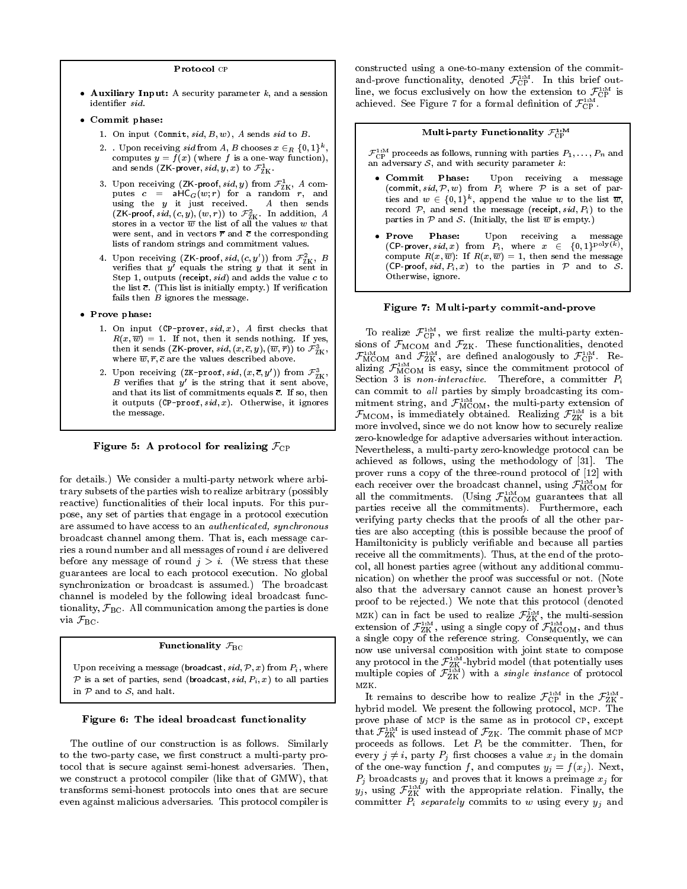**Protocol CP**

- **Auxiliary Input:** A security parameter $k$, and a session identifier *sid*.
- **Commit phase:**
  1. On input (Commit, *sid*, $B$, $w$), $A$ sends *sid* to $B$.
  2. . Upon receiving *sid* from $A$, $B$ chooses $x \in_R \{0,1\}^k$, computes $y = f(x)$ (where $f$ is a one-way function), and sends (ZK-prover, *sid*, $y$, $x$) to $\mathcal{F}_{\rm ZK}^1$.
  3. Upon receiving (ZK-proof, *sid*, $y$) from $\mathcal{F}_{\rm ZK}^1$, $A$ computes $c = \mathsf{aHC}_G(w; r)$ for a random $r$, and using the $y$ it just received. $A$ then sends (ZK-proof, *sid*, $(c, y)$, $(w, r)$) to $\mathcal{F}_{\rm ZK}^2$. In addition, $A$ stores in a vector $\overline{w}$ the list of all the values $w$ that were sent, and in vectors $\overline{r}$ and $\overline{c}$ the corresponding lists of random strings and commitment values.
  4. Upon receiving (ZK-proof, *sid*, $(c, y')$) from $\mathcal{F}_{\rm ZK}^2$, $B$ verifies that $y'$ equals the string $y$ that it sent in Step 1, outputs (receipt, *sid*) and adds the value $c$ to the list $\overline{c}$. (This list is initially empty.) If verification fails then $B$ ignores the message.
- **Prove phase:**
  1. On input (CP-prover, *sid*, $x$), $A$ first checks that $R(x, \overline{w}) = 1$. If not, then it sends nothing. If yes, then it sends (ZK-prover, *sid*, $(x, \overline{c}, y)$, $(\overline{w}, \overline{r})$) to $\mathcal{F}_{\rm ZK}^3$, where $\overline{w}, \overline{r}, \overline{c}$ are the values described above.
  2. Upon receiving (ZK-proof, *sid*, $(x, \overline{c}, y')$) from $\mathcal{F}_{\rm ZK}^3$, $B$ verifies that $y'$ is the string that it sent above, and that its list of commitments equals $\overline{c}$. If so, then it outputs (CP-proof, *sid*, $x$). Otherwise, it ignores the message.

**Figure 5: A protocol for realizing $\mathcal{F}_{\rm CP}$**

for details.) We consider a multi-party network where arbitrary subsets of the parties wish to realize arbitrary (possibly reactive) functionalities of their local inputs. For this purpose, any set of parties that engage in a protocol execution are assumed to have access to an *authenticated, synchronous* broadcast channel among them. That is, each message carries a round number and all messages of round $i$ are delivered before any message of round $j > i$. (We stress that these guarantees are local to each protocol execution. No global synchronization or broadcast is assumed.) The broadcast channel is modeled by the following ideal broadcast functionality, $\mathcal{F}_{\rm BC}$. All communication among the parties is done via $\mathcal{F}_{\rm BC}$.

**Functionality $\mathcal{F}_{\rm BC}$**

Upon receiving a message (broadcast, *sid*, $\mathcal{P}$, $x$) from $P_i$, where $\mathcal{P}$ is a set of parties, send (broadcast, *sid*, $P_i$, $x$) to all parties in $\mathcal{P}$ and to $\mathcal{S}$, and halt.

**Figure 6: The ideal broadcast functionality**

The outline of our construction is as follows. Similarly to the two-party case, we first construct a multi-party protocol that is secure against semi-honest adversaries. Then, we construct a protocol compiler (like that of GMW), that transforms semi-honest protocols into ones that are secure even against malicious adversaries. This protocol compiler is constructed using a one-to-many extension of the commit-and-prove functionality, denoted $\mathcal{F}_{\rm CP}^{\rm 1:M}$. In this brief outline, we focus exclusively on how the extension to $\mathcal{F}_{\rm CP}^{\rm 1:M}$ is achieved. See Figure 7 for a formal definition of $\mathcal{F}_{\rm CP}^{\rm 1:M}$.

**Multi-party Functionality $\mathcal{F}_{\rm CP}^{\rm 1:M}$**

$\mathcal{F}_{\rm CP}^{\rm 1:M}$ proceeds as follows, running with parties $P_1, \ldots, P_n$ and an adversary $\mathcal{S}$, and with security parameter $k$:

- **Commit Phase:** Upon receiving a message (commit, *sid*, $\mathcal{P}$, $w$) from $P_i$ where $\mathcal{P}$ is a set of parties and $w \in \{0,1\}^k$, append the value $w$ to the list $\overline{w}$, record $\mathcal{P}$, and send the message (receipt, *sid*, $P_i$) to the parties in $\mathcal{P}$ and $\mathcal{S}$. (Initially, the list $\overline{w}$ is empty.)
- **Prove Phase:** Upon receiving a message (CP-prover, *sid*, $x$) from $P_i$, where $x \in \{0,1\}^{{\rm poly}(k)}$, compute $R(x, \overline{w})$: If $R(x, \overline{w}) = 1$, then send the message (CP-proof, *sid*, $P_i$, $x$) to the parties in $\mathcal{P}$ and to $\mathcal{S}$. Otherwise, ignore.

**Figure 7: Multi-party commit-and-prove**

To realize $\mathcal{F}_{\rm CP}^{\rm 1:M}$, we first realize the multi-party extensions of $\mathcal{F}_{\rm MCOM}$ and $\mathcal{F}_{\rm ZK}$. These functionalities, denoted $\mathcal{F}_{\rm MCOM}^{\rm 1:M}$ and $\mathcal{F}_{\rm ZK}^{\rm 1:M}$, are defined analogously to $\mathcal{F}_{\rm CP}^{\rm 1:M}$. Realizing $\mathcal{F}_{\rm MCOM}^{\rm 1:M}$ is easy, since the commitment protocol of Section 3 is *non-interactive*. Therefore, a committer $P_i$ can commit to *all* parties by simply broadcasting its commitment string, and $\mathcal{F}_{\rm MCOM}^{\rm 1:M}$, the multi-party extension of $\mathcal{F}_{\rm MCOM}$, is immediately obtained. Realizing $\mathcal{F}_{\rm ZK}^{\rm 1:M}$ is a bit more involved, since we do not know how to securely realize zero-knowledge for adaptive adversaries without interaction. Nevertheless, a multi-party zero-knowledge protocol can be achieved as follows, using the methodology of [31]. The prover runs a copy of the three-round protocol of [12] with each receiver over the broadcast channel, using $\mathcal{F}_{\rm MCOM}^{\rm 1:M}$ for all the commitments. (Using $\mathcal{F}_{\rm MCOM}^{\rm 1:M}$ guarantees that all parties receive all the commitments). Furthermore, each verifying party checks that the proofs of all the other parties are also accepting (this is possible because the proof of Hamiltonicity is publicly verifiable and because all parties receive all the commitments). Thus, at the end of the protocol, all honest parties agree (without any additional communication) on whether the proof was successful or not. (Note also that the adversary cannot cause an honest prover's proof to be rejected.) We note that this protocol (denoted MZK) can in fact be used to realize $\hat{\mathcal{F}}_{\rm ZK}^{\rm 1:M}$, the multi-session extension of $\mathcal{F}_{\rm ZK}^{\rm 1:M}$, using a single copy of $\mathcal{F}_{\rm MCOM}^{\rm 1:M}$, and thus a single copy of the reference string. Consequently, we can now use universal composition with joint state to compose any protocol in the $\mathcal{F}_{\rm ZK}^{\rm 1:M}$-hybrid model (that potentially uses multiple copies of $\mathcal{F}_{\rm ZK}^{\rm 1:M}$) with a *single instance* of protocol MZK.

It remains to describe how to realize $\mathcal{F}_{\rm CP}^{\rm 1:M}$ in the $\mathcal{F}_{\rm ZK}^{\rm 1:M}$-hybrid model. We present the following protocol, MCP. The prove phase of MCP is the same as in protocol CP, except that $\mathcal{F}_{\rm ZK}^{\rm 1:M}$ is used instead of $\mathcal{F}_{\rm ZK}$. The commit phase of MCP proceeds as follows. Let $P_i$ be the committer. Then, for every $j \neq i$, party $P_j$ first chooses a value $x_j$ in the domain of the one-way function $f$, and computes $y_j = f(x_j)$. Next, $P_j$ broadcasts $y_j$ and proves that it knows a preimage $x_j$ for $y_j$, using $\mathcal{F}_{\rm ZK}^{\rm 1:M}$ with the appropriate relation. Finally, the committer $P_i$ *separately* commits to $w$ using every $y_j$ and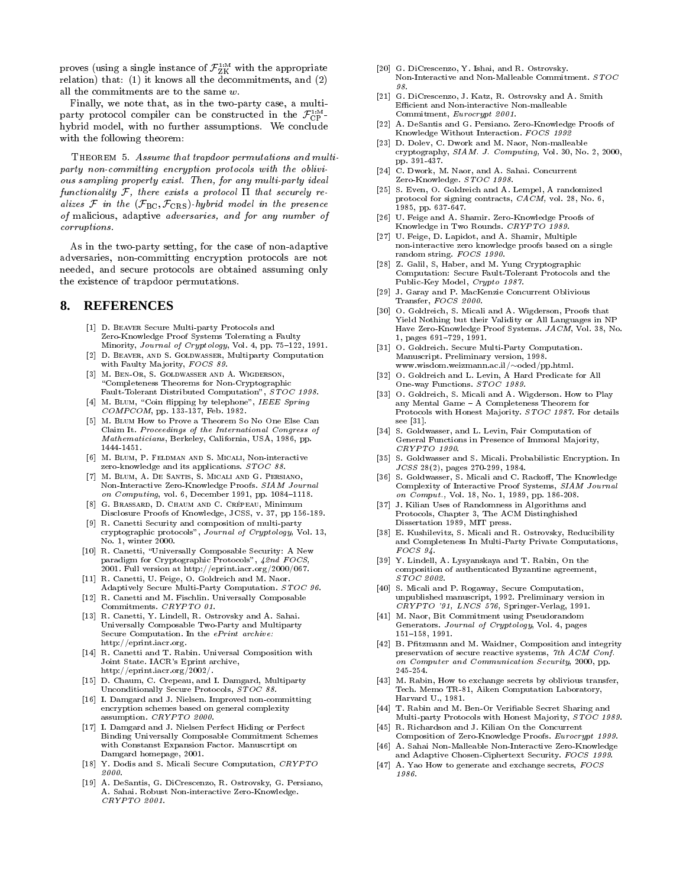proves (using a single instance of $\mathcal{F}_{\rm ZK}^{1:M}$ with the appropriate relation) that: (1) it knows all the decommitments, and (2) all the commitments are to the same $w$.

Finally, we note that, as in the two-party case, a multi-party protocol compiler can be constructed in the $\mathcal{F}_{\rm CP}^{1:M}$-hybrid model, with no further assumptions. We conclude with the following theorem:

THEOREM 5. *Assume that trapdoor permutations and multi-party non-committing encryption protocols with the oblivious sampling property exist. Then, for any multi-party ideal functionality $\mathcal{F}$, there exists a protocol $\Pi$ that securely realizes $\mathcal{F}$ in the $(\mathcal{F}_{\rm BC}, \mathcal{F}_{\rm CRS})$-hybrid model in the presence of* malicious, adaptive *adversaries, and for any number of corruptions.*

As in the two-party setting, for the case of non-adaptive adversaries, non-committing encryption protocols are not needed, and secure protocols are obtained assuming only the existence of trapdoor permutations.

## 8. REFERENCES

[1] D. Beaver Secure Multi-party Protocols and Zero-Knowledge Proof Systems Tolerating a Faulty Minority, *Journal of Cryptology*, Vol. 4, pp. 75–122, 1991.

[2] D. Beaver, and S. Goldwasser, Multiparty Computation with Faulty Majority, *FOCS 89*.

[3] M. Ben-Or, S. Goldwasser and A. Wigderson, "Completeness Theorems for Non-Cryptographic Fault-Tolerant Distributed Computation", *STOC 1998*.

[4] M. Blum, "Coin flipping by telephone", *IEEE Spring COMPCOM*, pp. 133-137, Feb. 1982.

[5] M. Blum How to Prove a Theorem So No One Else Can Claim It. *Proceedings of the International Congress of Mathematicians*, Berkeley, California, USA, 1986, pp. 1444-1451.

[6] M. Blum, P. Feldman and S. Micali, Non-interactive zero-knowledge and its applications. *STOC 88*.

[7] M. Blum, A. De Santis, S. Micali and G. Persiano, Non-Interactive Zero-Knowledge Proofs. *SIAM Journal on Computing*, vol. 6, December 1991, pp. 1084–1118.

[8] G. Brassard, D. Chaum and C. Crépeau, Minimum Disclosure Proofs of Knowledge, JCSS, v. 37, pp 156-189.

[9] R. Canetti Security and composition of multi-party cryptographic protocols", *Journal of Cryptology*, Vol. 13, No. 1, winter 2000.

[10] R. Canetti, "Universally Composable Security: A New paradigm for Cryptographic Protocols", *42nd FOCS*, 2001. Full version at http://eprint.iacr.org/2000/067.

[11] R. Canetti, U. Feige, O. Goldreich and M. Naor. Adaptively Secure Multi-Party Computation. *STOC 96*.

[12] R. Canetti and M. Fischlin. Universally Composable Commitments. *CRYPTO 01*.

[13] R. Canetti, Y. Lindell, R. Ostrovsky and A. Sahai. Universally Composable Two-Party and Multiparty Secure Computation. In the *ePrint archive:* http://eprint.iacr.org.

[14] R. Canetti and T. Rabin. Universal Composition with Joint State. IACR's Eprint archive, http://eprint.iacr.org/2002/.

[15] D. Chaum, C. Crepeau, and I. Damgard, Multiparty Unconditionally Secure Protocols, *STOC 88*.

[16] I. Damgard and J. Nielsen. Improved non-committing encryption schemes based on general complexity assumption. *CRYPTO 2000*.

[17] I. Damgard and J. Nielsen Perfect Hiding or Perfect Binding Universally Composable Commitment Schemes with Constast Expansion Factor. Manuscrtipt on Damgard homepage, 2001.

[18] Y. Dodis and S. Micali Secure Computation, *CRYPTO 2000*.

[19] A. DeSantis, G. DiCrescenzo, R. Ostrovsky, G. Persiano, A. Sahai. Robust Non-interactive Zero-Knowledge. *CRYPTO 2001*.

[20] G. DiCrescenzo, Y. Ishai, and R. Ostrovsky. Non-Interactive and Non-Malleable Commitment. *STOC 98*.

[21] G. DiCrescenzo, J. Katz, R. Ostrovsky and A. Smith Efficient and Non-interactive Non-malleable Commitment, *Eurocrypt 2001*.

[22] A. DeSantis and G. Persiano. Zero-Knowledge Proofs of Knowledge Without Interaction. *FOCS 1992*

[23] D. Dolev, C. Dwork and M. Naor, Non-malleable cryptography, *SIAM. J. Computing*, Vol. 30, No. 2, 2000, pp. 391-437.

[24] C. Dwork, M. Naor, and A. Sahai. Concurrent Zero-Knowledge. *STOC 1998*.

[25] S. Even, O. Goldreich and A. Lempel, A randomized protocol for signing contracts, *CACM*, vol. 28, No. 6, 1985, pp. 637-647.

[26] U. Feige and A. Shamir. Zero-Knowledge Proofs of Knowledge in Two Rounds. *CRYPTO 1989*.

[27] U. Feige, D. Lapidot, and A. Shamir, Multiple non-interactive zero knowledge proofs based on a single random string. *FOCS 1990*.

[28] Z. Galil, S, Haber, and M. Yung Cryptographic Computation: Secure Fault-Tolerant Protocols and the Public-Key Model, *Crypto 1987*.

[29] J. Garay and P. MacKenzie Concurrent Oblivious Transfer, *FOCS 2000*.

[30] O. Goldreich, S. Micali and A. Wigderson, Proofs that Yield Nothing but their Validity or All Languages in NP Have Zero-Knowledge Proof Systems. *JACM*, Vol. 38, No. 1, pages 691–729, 1991.

[31] O. Goldreich. Secure Multi-Party Computation. Manuscript. Preliminary version, 1998. www.wisdom.weizmann.ac.il/~oded/pp.html.

[32] O. Goldreich and L. Levin, A Hard Predicate for All One-way Functions. *STOC 1989*.

[33] O. Goldreich, S. Micali and A. Wigderson. How to Play any Mental Game – A Completeness Theorem for Protocols with Honest Majority. *STOC 1987*. For details see [31].

[34] S. Goldwasser, and L. Levin, Fair Computation of General Functions in Presence of Immoral Majority, *CRYPTO 1990*.

[35] S. Goldwasser and S. Micali. Probabilistic Encryption. In *JCSS* 28(2), pages 270-299, 1984.

[36] S. Goldwasser, S. Micali and C. Rackoff, The Knowledge Complexity of Interactive Proof Systems, *SIAM Journal on Comput.*, Vol. 18, No. 1, 1989, pp. 186-208.

[37] J. Kilian Uses of Randomness in Algorithms and Protocols, Chapter 3, The ACM Distinghished Dissertation 1989, MIT press.

[38] E. Kushilevitz, S. Micali and R. Ostrovsky, Reducibility and Completeness In Multi-Party Private Computations, *FOCS 94*.

[39] Y. Lindell, A. Lysyanskaya and T. Rabin, On the composition of authenticated Byzantine agreement, *STOC 2002*.

[40] S. Micali and P. Rogaway, Secure Computation, unpublished manuscript, 1992. Preliminary version in *CRYPTO '91, LNCS 576*, Springer-Verlag, 1991.

[41] M. Naor, Bit Commitment using Pseudorandom Generators. *Journal of Cryptology*, Vol. 4, pages 151–158, 1991.

[42] B. Pfitzmann and M. Waidner, Composition and integrity preservation of secure reactive systems, *7th ACM Conf. on Computer and Communication Security*, 2000, pp. 245-254.

[43] M. Rabin, How to exchange secrets by oblivious transfer, Tech. Memo TR-81, Aiken Computation Laboratory, Harvard U., 1981.

[44] T. Rabin and M. Ben-Or Verifiable Secret Sharing and Multi-party Protocols with Honest Majority, *STOC 1989*.

[45] R. Richardson and J. Kilian On the Concurrent Composition of Zero-Knowledge Proofs. *Eurocrypt 1999*.

[46] A. Sahai Non-Malleable Non-Interactive Zero-Knowledge and Adaptive Chosen-Ciphertext Security. *FOCS 1999*.

[47] A. Yao How to generate and exchange secrets, *FOCS 1986*.